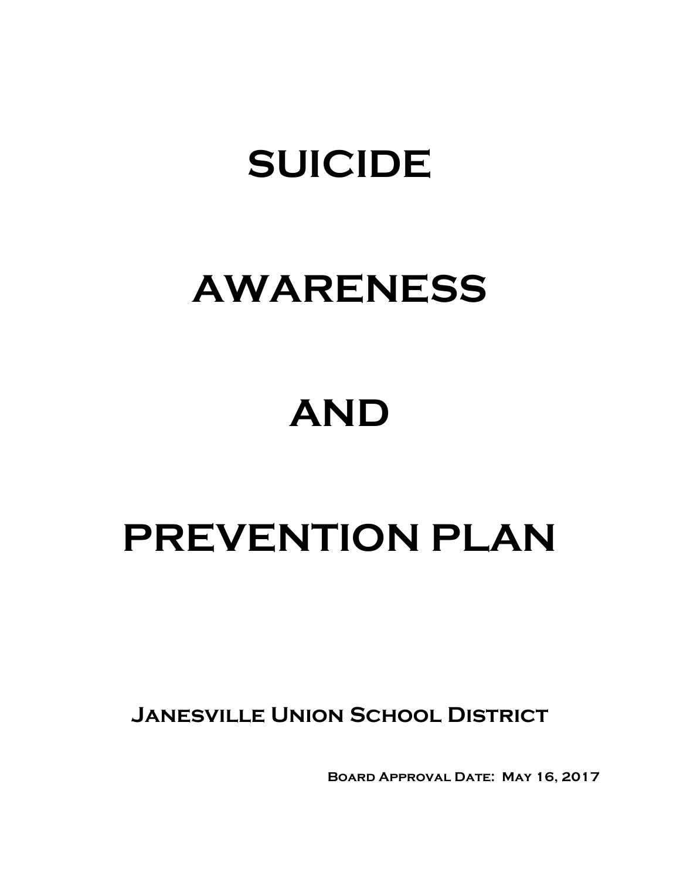# SUICIDE

# AWARENESS

# AND

# PREVENTION PLAN

**Janesville Union School District**

**Board Approval Date: May 16, 2017**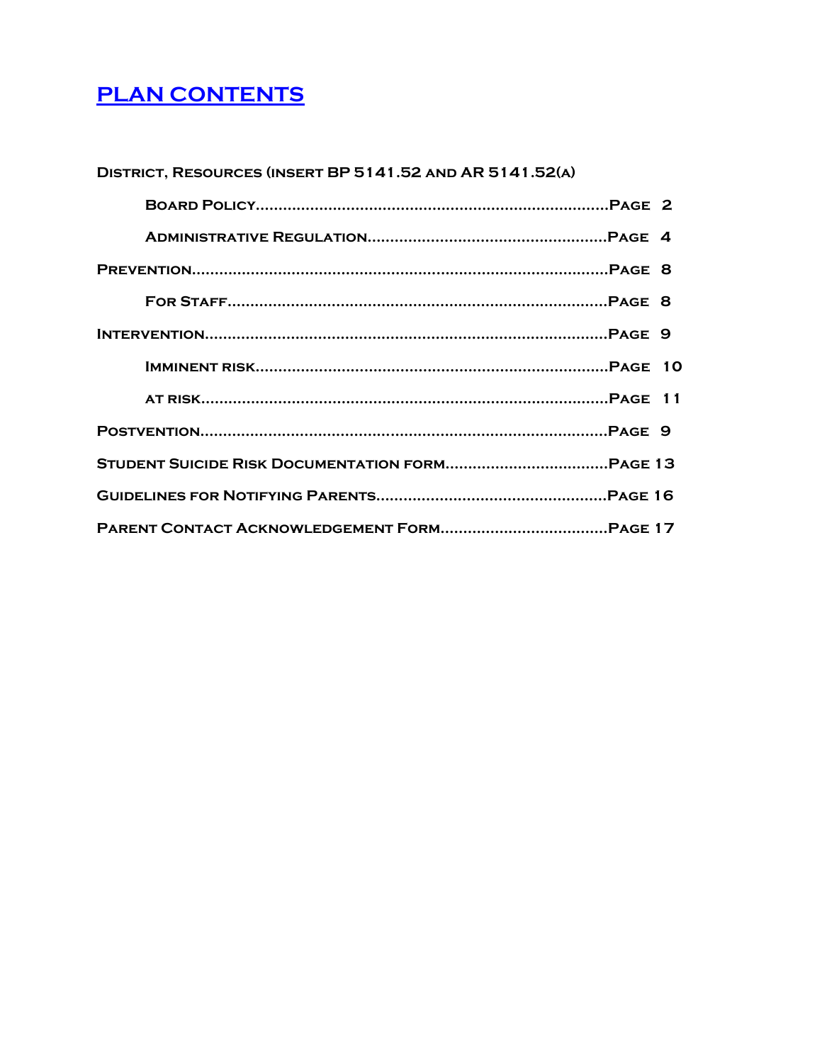# PLAN CONTENTS

**DISTRICT, RESOURCES (INSERT BP 5141.52 AND AR 5141.52(A)**

- **BOARD POLICY.............................................................................PAGE 2**
- **ADMINISTRATIVE REGULATION....................................................PAGE 4**

**PREVENTION..........................................................................................PAGE 8**

- **FOR STAFF...................................................................................PAGE 8**

**INTERVENTION........................................................................................PAGE 9**

- **IMMINENT RISK............................................................................PAGE 10**
- **AT RISK........................................................................................PAGE 11**

**POSTVENTION.........................................................................................PAGE 9**

**STUDENT SUICIDE RISK DOCUMENTATION FORM...................................PAGE 13**

**GUIDELINES FOR NOTIFYING PARENTS..................................................PAGE 16**

**PARENT CONTACT ACKNOWLEDGEMENT FORM....................................PAGE 17**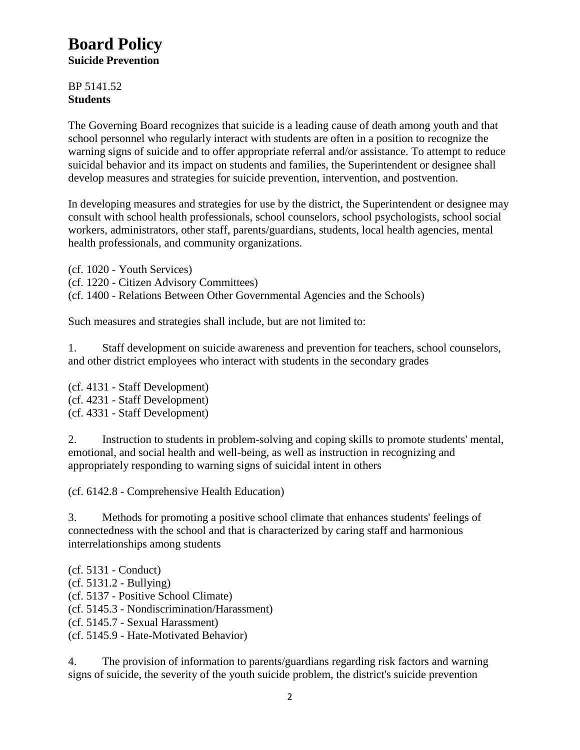# Board Policy

**Suicide Prevention**

BP 5141.52
**Students**

The Governing Board recognizes that suicide is a leading cause of death among youth and that school personnel who regularly interact with students are often in a position to recognize the warning signs of suicide and to offer appropriate referral and/or assistance. To attempt to reduce suicidal behavior and its impact on students and families, the Superintendent or designee shall develop measures and strategies for suicide prevention, intervention, and postvention.

In developing measures and strategies for use by the district, the Superintendent or designee may consult with school health professionals, school counselors, school psychologists, school social workers, administrators, other staff, parents/guardians, students, local health agencies, mental health professionals, and community organizations.

(cf. 1020 - Youth Services)
(cf. 1220 - Citizen Advisory Committees)
(cf. 1400 - Relations Between Other Governmental Agencies and the Schools)

Such measures and strategies shall include, but are not limited to:

1. Staff development on suicide awareness and prevention for teachers, school counselors, and other district employees who interact with students in the secondary grades

(cf. 4131 - Staff Development)
(cf. 4231 - Staff Development)
(cf. 4331 - Staff Development)

2. Instruction to students in problem-solving and coping skills to promote students' mental, emotional, and social health and well-being, as well as instruction in recognizing and appropriately responding to warning signs of suicidal intent in others

(cf. 6142.8 - Comprehensive Health Education)

3. Methods for promoting a positive school climate that enhances students' feelings of connectedness with the school and that is characterized by caring staff and harmonious interrelationships among students

(cf. 5131 - Conduct)
(cf. 5131.2 - Bullying)
(cf. 5137 - Positive School Climate)
(cf. 5145.3 - Nondiscrimination/Harassment)
(cf. 5145.7 - Sexual Harassment)
(cf. 5145.9 - Hate-Motivated Behavior)

4. The provision of information to parents/guardians regarding risk factors and warning signs of suicide, the severity of the youth suicide problem, the district's suicide prevention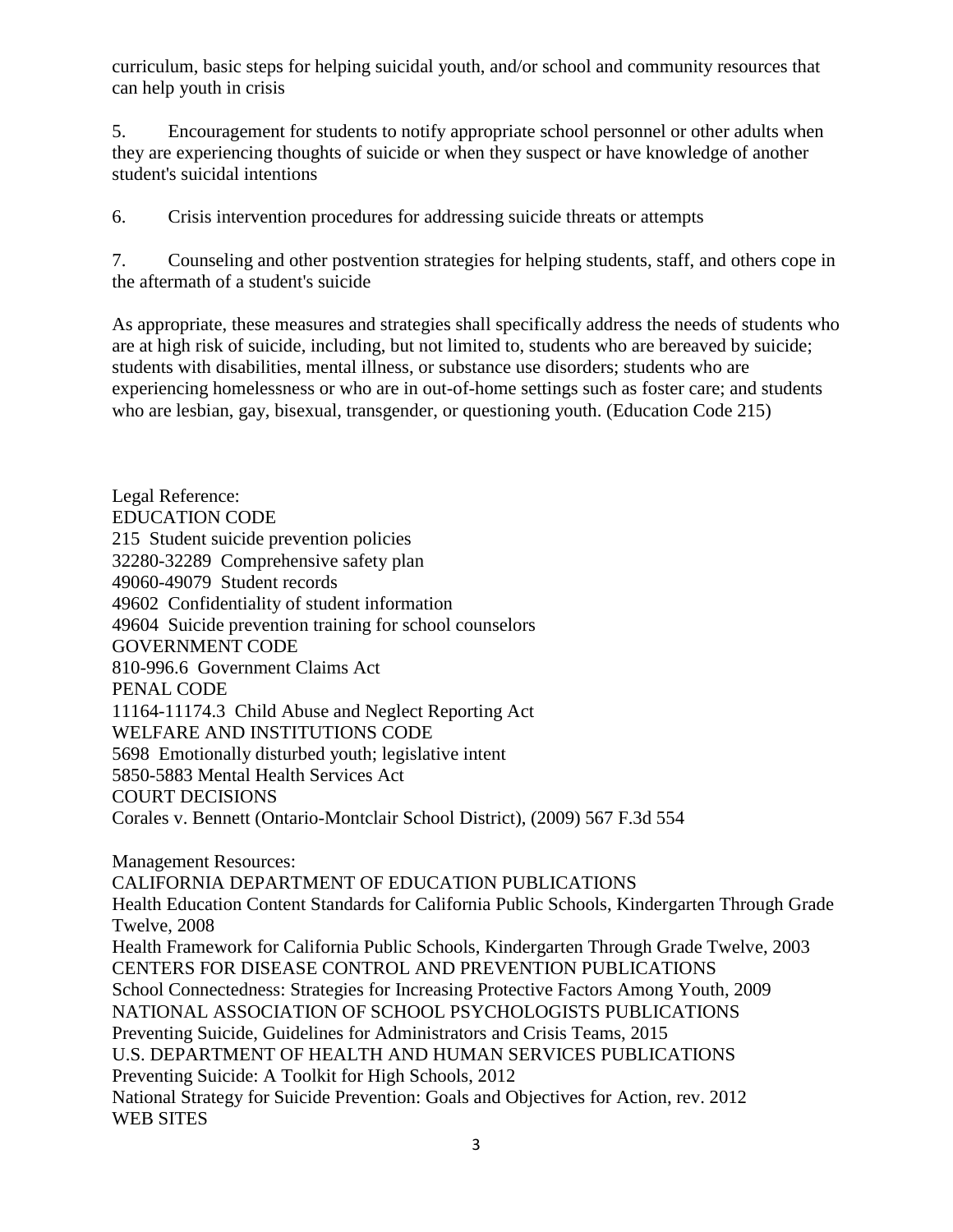curriculum, basic steps for helping suicidal youth, and/or school and community resources that can help youth in crisis

5. Encouragement for students to notify appropriate school personnel or other adults when they are experiencing thoughts of suicide or when they suspect or have knowledge of another student's suicidal intentions

6. Crisis intervention procedures for addressing suicide threats or attempts

7. Counseling and other postvention strategies for helping students, staff, and others cope in the aftermath of a student's suicide

As appropriate, these measures and strategies shall specifically address the needs of students who are at high risk of suicide, including, but not limited to, students who are bereaved by suicide; students with disabilities, mental illness, or substance use disorders; students who are experiencing homelessness or who are in out-of-home settings such as foster care; and students who are lesbian, gay, bisexual, transgender, or questioning youth. (Education Code 215)

Legal Reference:
EDUCATION CODE
215 Student suicide prevention policies
32280-32289 Comprehensive safety plan
49060-49079 Student records
49602 Confidentiality of student information
49604 Suicide prevention training for school counselors
GOVERNMENT CODE
810-996.6 Government Claims Act
PENAL CODE
11164-11174.3 Child Abuse and Neglect Reporting Act
WELFARE AND INSTITUTIONS CODE
5698 Emotionally disturbed youth; legislative intent
5850-5883 Mental Health Services Act
COURT DECISIONS
Corales v. Bennett (Ontario-Montclair School District), (2009) 567 F.3d 554

Management Resources:
CALIFORNIA DEPARTMENT OF EDUCATION PUBLICATIONS
Health Education Content Standards for California Public Schools, Kindergarten Through Grade Twelve, 2008
Health Framework for California Public Schools, Kindergarten Through Grade Twelve, 2003
CENTERS FOR DISEASE CONTROL AND PREVENTION PUBLICATIONS
School Connectedness: Strategies for Increasing Protective Factors Among Youth, 2009
NATIONAL ASSOCIATION OF SCHOOL PSYCHOLOGISTS PUBLICATIONS
Preventing Suicide, Guidelines for Administrators and Crisis Teams, 2015
U.S. DEPARTMENT OF HEALTH AND HUMAN SERVICES PUBLICATIONS
Preventing Suicide: A Toolkit for High Schools, 2012
National Strategy for Suicide Prevention: Goals and Objectives for Action, rev. 2012
WEB SITES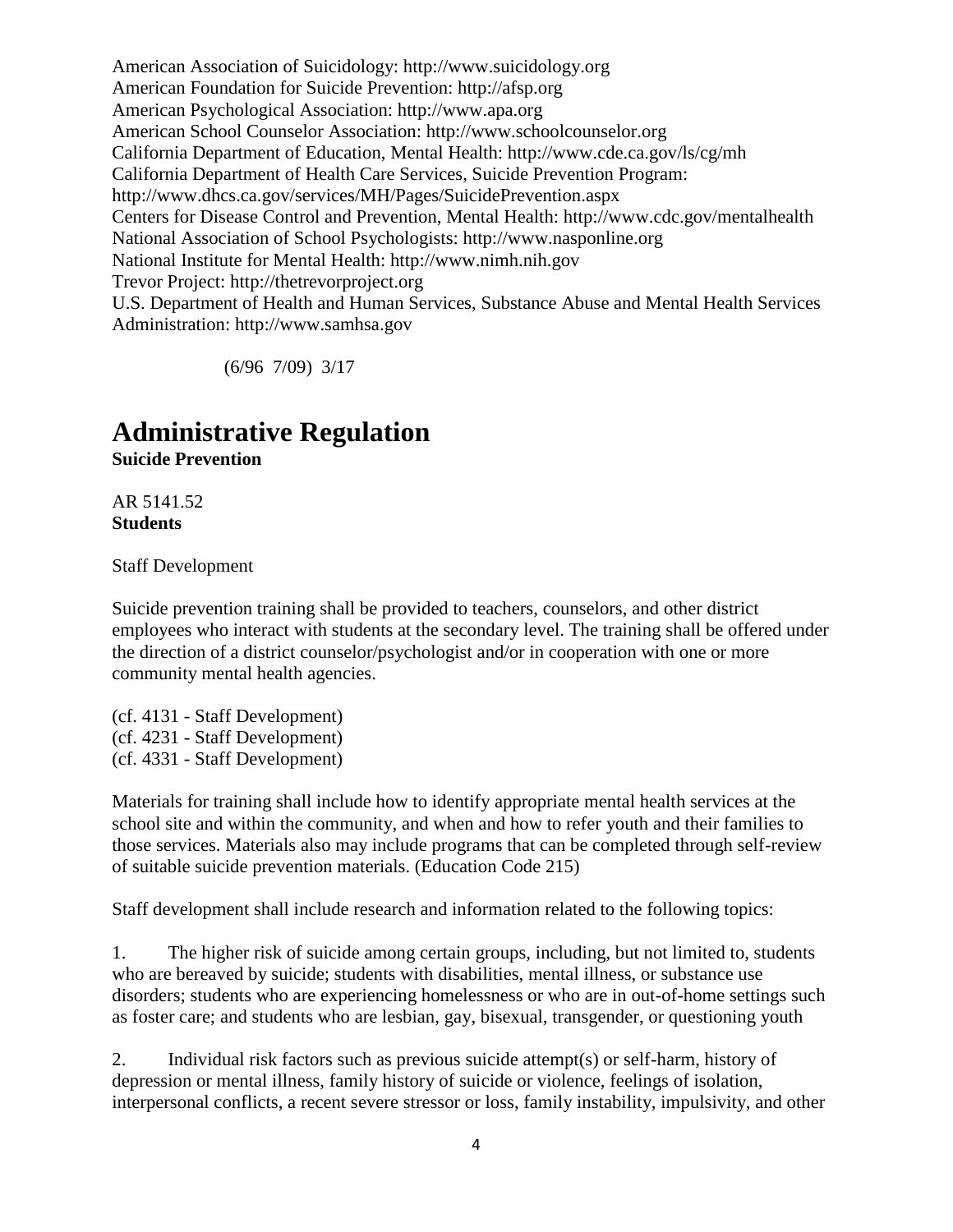American Association of Suicidology: http://www.suicidology.org
American Foundation for Suicide Prevention: http://afsp.org
American Psychological Association: http://www.apa.org
American School Counselor Association: http://www.schoolcounselor.org
California Department of Education, Mental Health: http://www.cde.ca.gov/ls/cg/mh
California Department of Health Care Services, Suicide Prevention Program:
http://www.dhcs.ca.gov/services/MH/Pages/SuicidePrevention.aspx
Centers for Disease Control and Prevention, Mental Health: http://www.cdc.gov/mentalhealth
National Association of School Psychologists: http://www.nasponline.org
National Institute for Mental Health: http://www.nimh.nih.gov
Trevor Project: http://thetrevorproject.org
U.S. Department of Health and Human Services, Substance Abuse and Mental Health Services Administration: http://www.samhsa.gov

(6/96 7/09) 3/17

# Administrative Regulation

**Suicide Prevention**

AR 5141.52
**Students**

Staff Development

Suicide prevention training shall be provided to teachers, counselors, and other district employees who interact with students at the secondary level. The training shall be offered under the direction of a district counselor/psychologist and/or in cooperation with one or more community mental health agencies.

(cf. 4131 - Staff Development)
(cf. 4231 - Staff Development)
(cf. 4331 - Staff Development)

Materials for training shall include how to identify appropriate mental health services at the school site and within the community, and when and how to refer youth and their families to those services. Materials also may include programs that can be completed through self-review of suitable suicide prevention materials. (Education Code 215)

Staff development shall include research and information related to the following topics:

1. The higher risk of suicide among certain groups, including, but not limited to, students who are bereaved by suicide; students with disabilities, mental illness, or substance use disorders; students who are experiencing homelessness or who are in out-of-home settings such as foster care; and students who are lesbian, gay, bisexual, transgender, or questioning youth

2. Individual risk factors such as previous suicide attempt(s) or self-harm, history of depression or mental illness, family history of suicide or violence, feelings of isolation, interpersonal conflicts, a recent severe stressor or loss, family instability, impulsivity, and other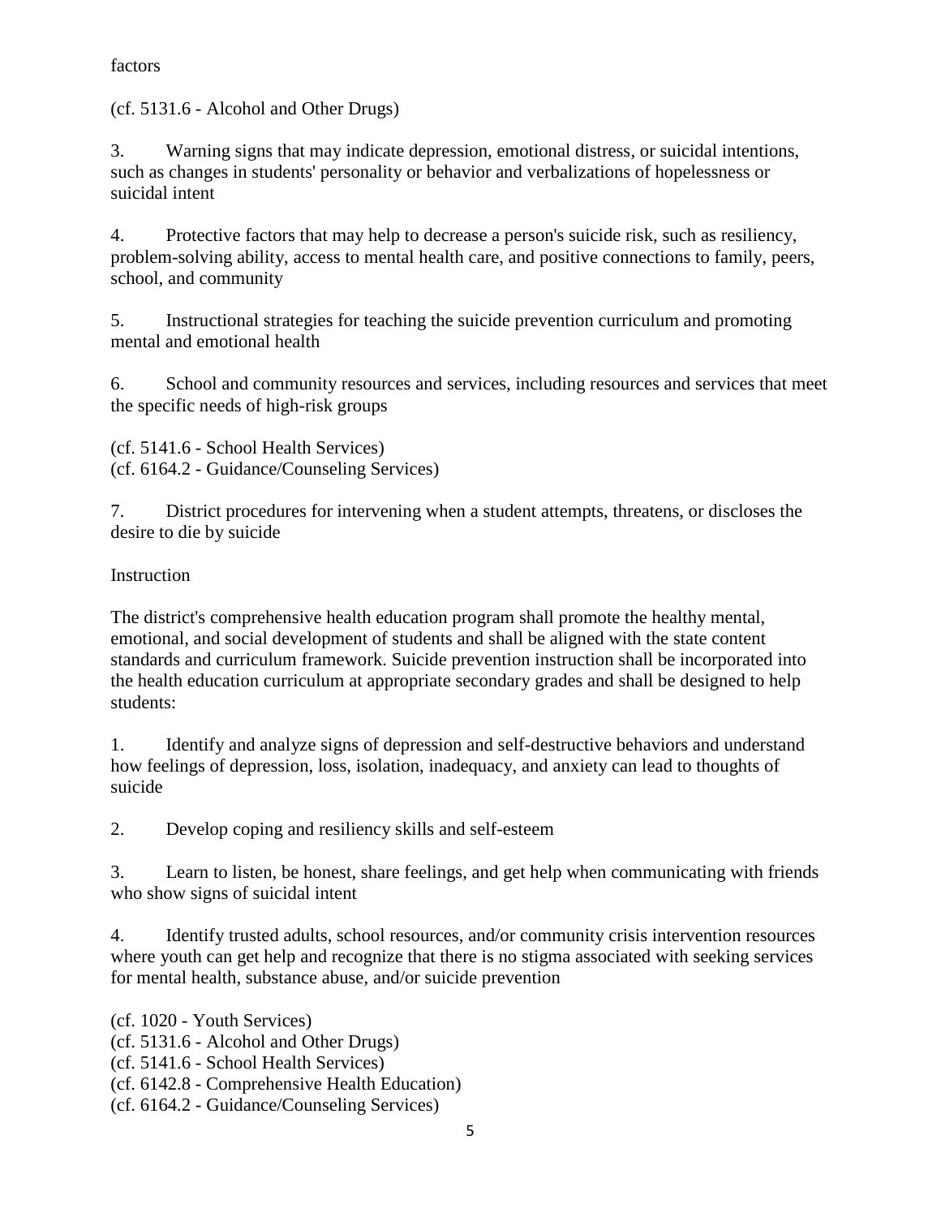factors

(cf. 5131.6 - Alcohol and Other Drugs)

3. Warning signs that may indicate depression, emotional distress, or suicidal intentions, such as changes in students' personality or behavior and verbalizations of hopelessness or suicidal intent

4. Protective factors that may help to decrease a person's suicide risk, such as resiliency, problem-solving ability, access to mental health care, and positive connections to family, peers, school, and community

5. Instructional strategies for teaching the suicide prevention curriculum and promoting mental and emotional health

6. School and community resources and services, including resources and services that meet the specific needs of high-risk groups

(cf. 5141.6 - School Health Services)
(cf. 6164.2 - Guidance/Counseling Services)

7. District procedures for intervening when a student attempts, threatens, or discloses the desire to die by suicide

Instruction

The district's comprehensive health education program shall promote the healthy mental, emotional, and social development of students and shall be aligned with the state content standards and curriculum framework. Suicide prevention instruction shall be incorporated into the health education curriculum at appropriate secondary grades and shall be designed to help students:

1. Identify and analyze signs of depression and self-destructive behaviors and understand how feelings of depression, loss, isolation, inadequacy, and anxiety can lead to thoughts of suicide

2. Develop coping and resiliency skills and self-esteem

3. Learn to listen, be honest, share feelings, and get help when communicating with friends who show signs of suicidal intent

4. Identify trusted adults, school resources, and/or community crisis intervention resources where youth can get help and recognize that there is no stigma associated with seeking services for mental health, substance abuse, and/or suicide prevention

(cf. 1020 - Youth Services)
(cf. 5131.6 - Alcohol and Other Drugs)
(cf. 5141.6 - School Health Services)
(cf. 6142.8 - Comprehensive Health Education)
(cf. 6164.2 - Guidance/Counseling Services)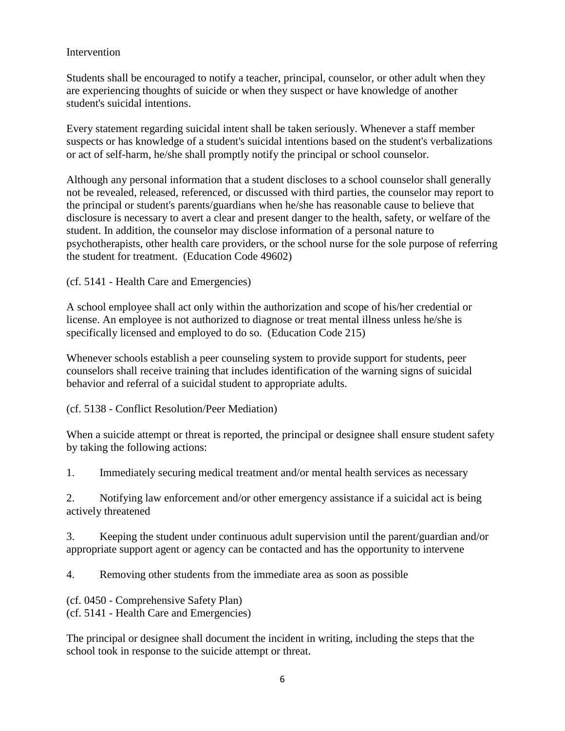Intervention

Students shall be encouraged to notify a teacher, principal, counselor, or other adult when they are experiencing thoughts of suicide or when they suspect or have knowledge of another student's suicidal intentions.

Every statement regarding suicidal intent shall be taken seriously. Whenever a staff member suspects or has knowledge of a student's suicidal intentions based on the student's verbalizations or act of self-harm, he/she shall promptly notify the principal or school counselor.

Although any personal information that a student discloses to a school counselor shall generally not be revealed, released, referenced, or discussed with third parties, the counselor may report to the principal or student's parents/guardians when he/she has reasonable cause to believe that disclosure is necessary to avert a clear and present danger to the health, safety, or welfare of the student. In addition, the counselor may disclose information of a personal nature to psychotherapists, other health care providers, or the school nurse for the sole purpose of referring the student for treatment. (Education Code 49602)

(cf. 5141 - Health Care and Emergencies)

A school employee shall act only within the authorization and scope of his/her credential or license. An employee is not authorized to diagnose or treat mental illness unless he/she is specifically licensed and employed to do so. (Education Code 215)

Whenever schools establish a peer counseling system to provide support for students, peer counselors shall receive training that includes identification of the warning signs of suicidal behavior and referral of a suicidal student to appropriate adults.

(cf. 5138 - Conflict Resolution/Peer Mediation)

When a suicide attempt or threat is reported, the principal or designee shall ensure student safety by taking the following actions:

1. Immediately securing medical treatment and/or mental health services as necessary

2. Notifying law enforcement and/or other emergency assistance if a suicidal act is being actively threatened

3. Keeping the student under continuous adult supervision until the parent/guardian and/or appropriate support agent or agency can be contacted and has the opportunity to intervene

4. Removing other students from the immediate area as soon as possible

(cf. 0450 - Comprehensive Safety Plan)
(cf. 5141 - Health Care and Emergencies)

The principal or designee shall document the incident in writing, including the steps that the school took in response to the suicide attempt or threat.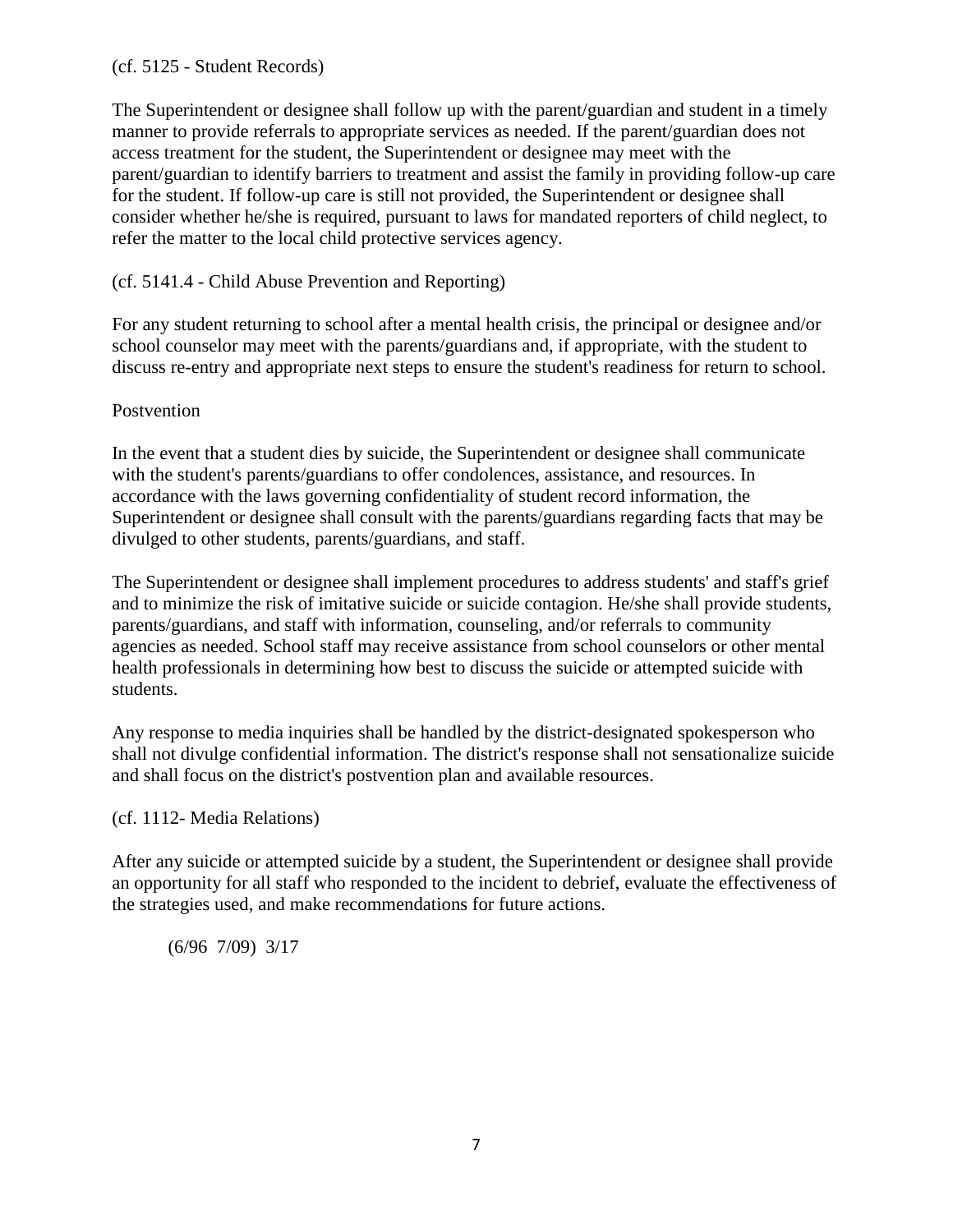(cf. 5125 - Student Records)

The Superintendent or designee shall follow up with the parent/guardian and student in a timely manner to provide referrals to appropriate services as needed. If the parent/guardian does not access treatment for the student, the Superintendent or designee may meet with the parent/guardian to identify barriers to treatment and assist the family in providing follow-up care for the student. If follow-up care is still not provided, the Superintendent or designee shall consider whether he/she is required, pursuant to laws for mandated reporters of child neglect, to refer the matter to the local child protective services agency.

(cf. 5141.4 - Child Abuse Prevention and Reporting)

For any student returning to school after a mental health crisis, the principal or designee and/or school counselor may meet with the parents/guardians and, if appropriate, with the student to discuss re-entry and appropriate next steps to ensure the student's readiness for return to school.

Postvention

In the event that a student dies by suicide, the Superintendent or designee shall communicate with the student's parents/guardians to offer condolences, assistance, and resources. In accordance with the laws governing confidentiality of student record information, the Superintendent or designee shall consult with the parents/guardians regarding facts that may be divulged to other students, parents/guardians, and staff.

The Superintendent or designee shall implement procedures to address students' and staff's grief and to minimize the risk of imitative suicide or suicide contagion. He/she shall provide students, parents/guardians, and staff with information, counseling, and/or referrals to community agencies as needed. School staff may receive assistance from school counselors or other mental health professionals in determining how best to discuss the suicide or attempted suicide with students.

Any response to media inquiries shall be handled by the district-designated spokesperson who shall not divulge confidential information. The district's response shall not sensationalize suicide and shall focus on the district's postvention plan and available resources.

(cf. 1112- Media Relations)

After any suicide or attempted suicide by a student, the Superintendent or designee shall provide an opportunity for all staff who responded to the incident to debrief, evaluate the effectiveness of the strategies used, and make recommendations for future actions.

(6/96 7/09) 3/17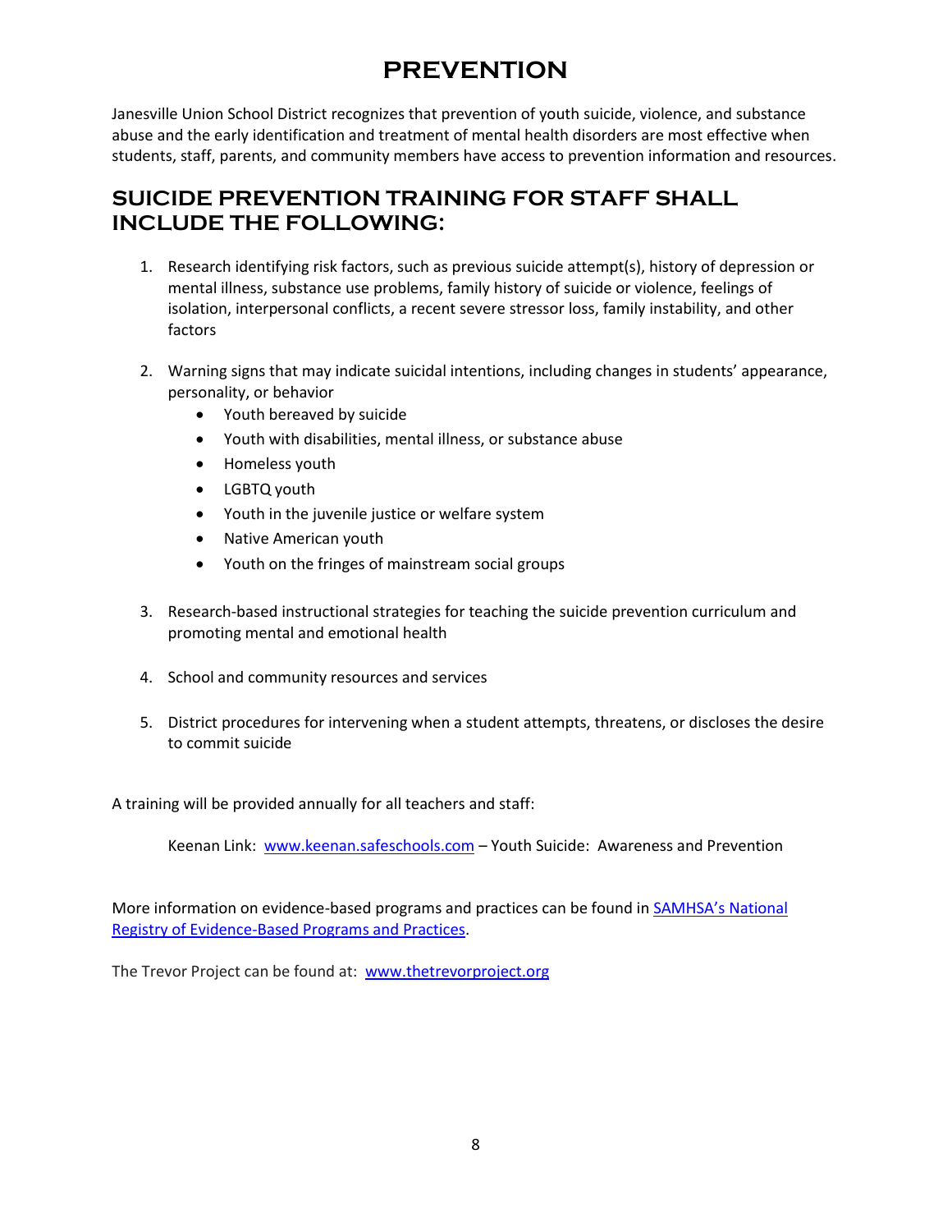# PREVENTION

Janesville Union School District recognizes that prevention of youth suicide, violence, and substance abuse and the early identification and treatment of mental health disorders are most effective when students, staff, parents, and community members have access to prevention information and resources.

## SUICIDE PREVENTION TRAINING FOR STAFF SHALL INCLUDE THE FOLLOWING:

1. Research identifying risk factors, such as previous suicide attempt(s), history of depression or mental illness, substance use problems, family history of suicide or violence, feelings of isolation, interpersonal conflicts, a recent severe stressor loss, family instability, and other factors

2. Warning signs that may indicate suicidal intentions, including changes in students' appearance, personality, or behavior
   - Youth bereaved by suicide
   - Youth with disabilities, mental illness, or substance abuse
   - Homeless youth
   - LGBTQ youth
   - Youth in the juvenile justice or welfare system
   - Native American youth
   - Youth on the fringes of mainstream social groups

3. Research-based instructional strategies for teaching the suicide prevention curriculum and promoting mental and emotional health

4. School and community resources and services

5. District procedures for intervening when a student attempts, threatens, or discloses the desire to commit suicide

A training will be provided annually for all teachers and staff:

Keenan Link: [www.keenan.safeschools.com](http://www.keenan.safeschools.com) – Youth Suicide: Awareness and Prevention

More information on evidence-based programs and practices can be found in [SAMHSA's National Registry of Evidence-Based Programs and Practices](#).

The Trevor Project can be found at: [www.thetrevorproject.org](http://www.thetrevorproject.org)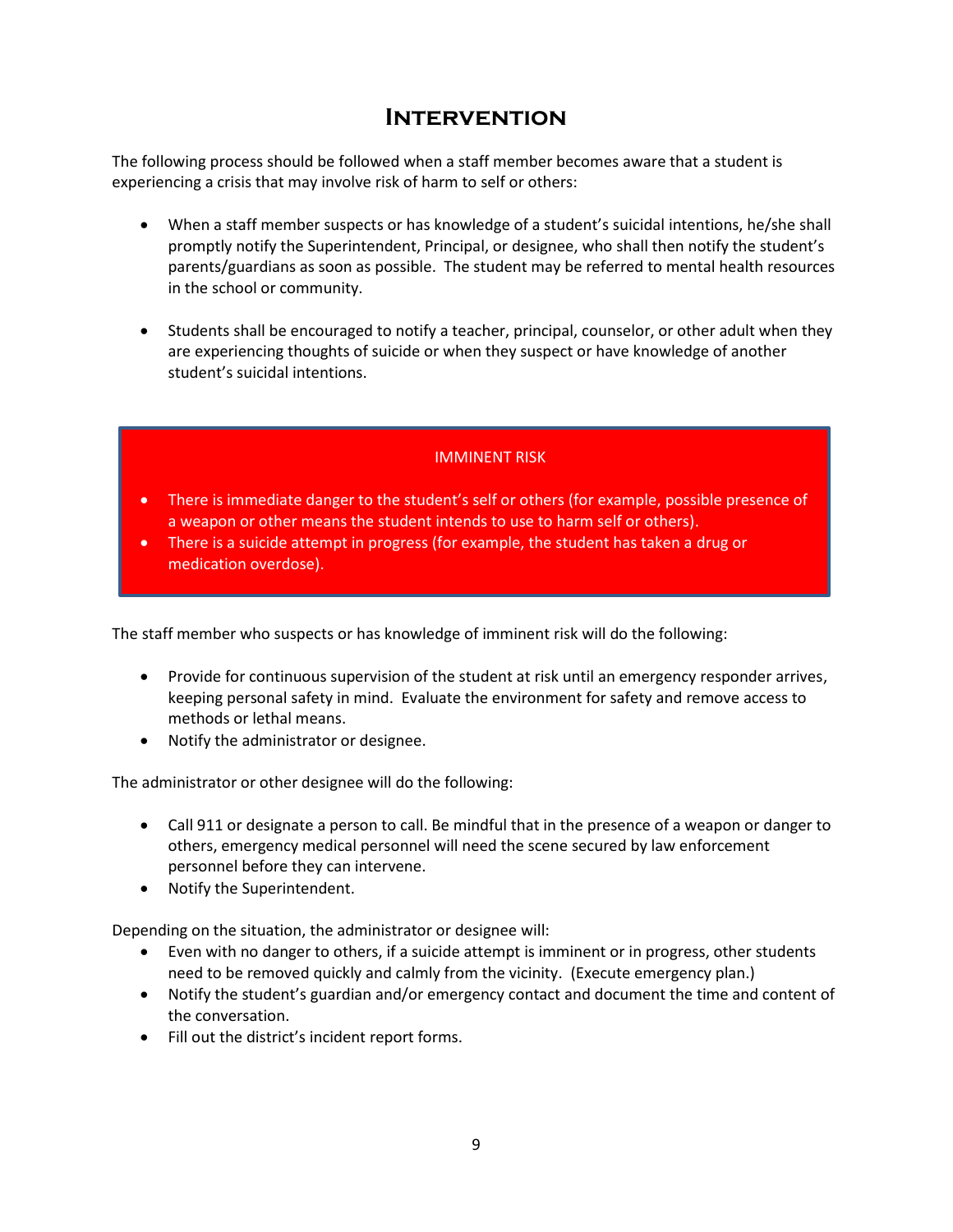# Intervention

The following process should be followed when a staff member becomes aware that a student is experiencing a crisis that may involve risk of harm to self or others:

- When a staff member suspects or has knowledge of a student's suicidal intentions, he/she shall promptly notify the Superintendent, Principal, or designee, who shall then notify the student's parents/guardians as soon as possible. The student may be referred to mental health resources in the school or community.

- Students shall be encouraged to notify a teacher, principal, counselor, or other adult when they are experiencing thoughts of suicide or when they suspect or have knowledge of another student's suicidal intentions.

> IMMINENT RISK
>
> - There is immediate danger to the student's self or others (for example, possible presence of a weapon or other means the student intends to use to harm self or others).
> - There is a suicide attempt in progress (for example, the student has taken a drug or medication overdose).

The staff member who suspects or has knowledge of imminent risk will do the following:

- Provide for continuous supervision of the student at risk until an emergency responder arrives, keeping personal safety in mind. Evaluate the environment for safety and remove access to methods or lethal means.
- Notify the administrator or designee.

The administrator or other designee will do the following:

- Call 911 or designate a person to call. Be mindful that in the presence of a weapon or danger to others, emergency medical personnel will need the scene secured by law enforcement personnel before they can intervene.
- Notify the Superintendent.

Depending on the situation, the administrator or designee will:

- Even with no danger to others, if a suicide attempt is imminent or in progress, other students need to be removed quickly and calmly from the vicinity. (Execute emergency plan.)
- Notify the student's guardian and/or emergency contact and document the time and content of the conversation.
- Fill out the district's incident report forms.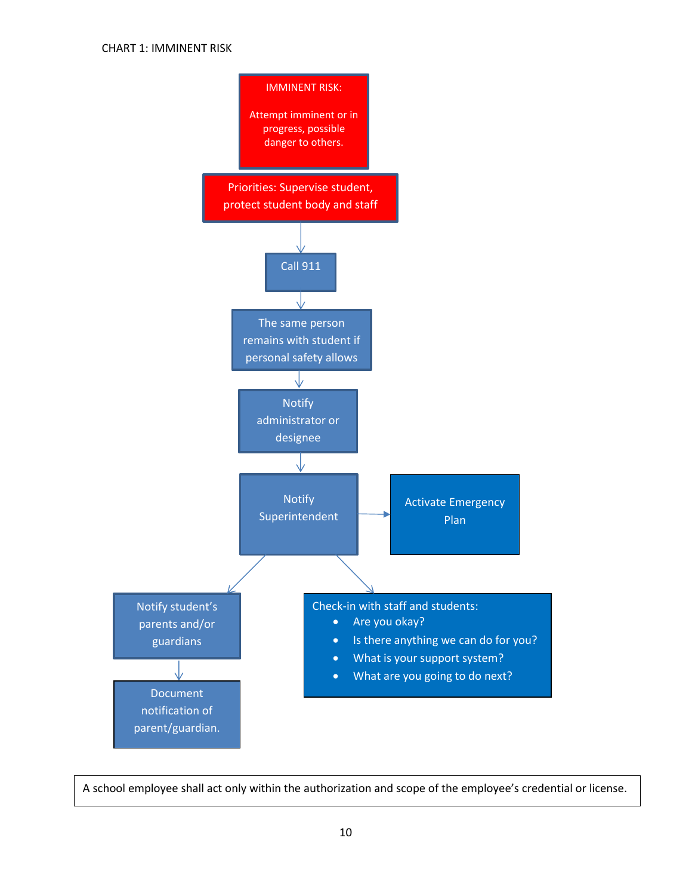CHART 1: IMMINENT RISK

**IMMINENT RISK:**

Attempt imminent or in progress, possible danger to others.

**Priorities: Supervise student, protect student body and staff**

↓

Call 911

↓

The same person remains with student if personal safety allows

↓

Notify administrator or designee

↓

Notify Superintendent → Activate Emergency Plan

↓

- Notify student's parents and/or guardians
  - ↓ Document notification of parent/guardian.
- Check-in with staff and students:
  - Are you okay?
  - Is there anything we can do for you?
  - What is your support system?
  - What are you going to do next?

A school employee shall act only within the authorization and scope of the employee's credential or license.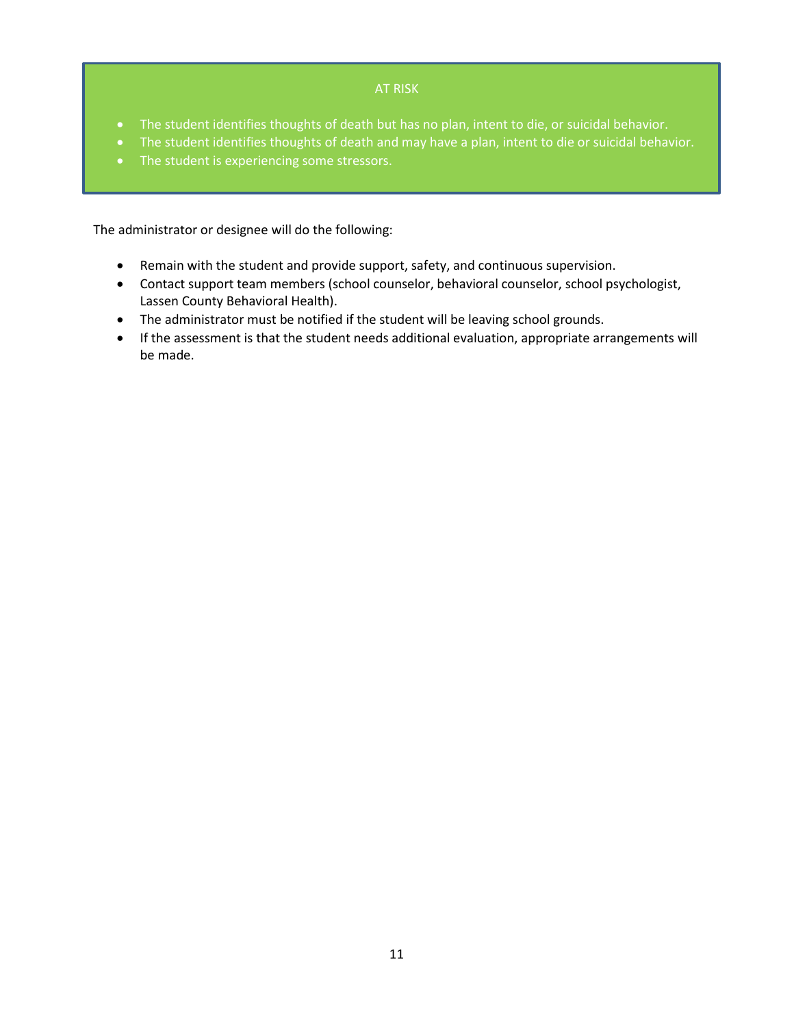## AT RISK

- The student identifies thoughts of death but has no plan, intent to die, or suicidal behavior.
- The student identifies thoughts of death and may have a plan, intent to die or suicidal behavior.
- The student is experiencing some stressors.

The administrator or designee will do the following:

- Remain with the student and provide support, safety, and continuous supervision.
- Contact support team members (school counselor, behavioral counselor, school psychologist, Lassen County Behavioral Health).
- The administrator must be notified if the student will be leaving school grounds.
- If the assessment is that the student needs additional evaluation, appropriate arrangements will be made.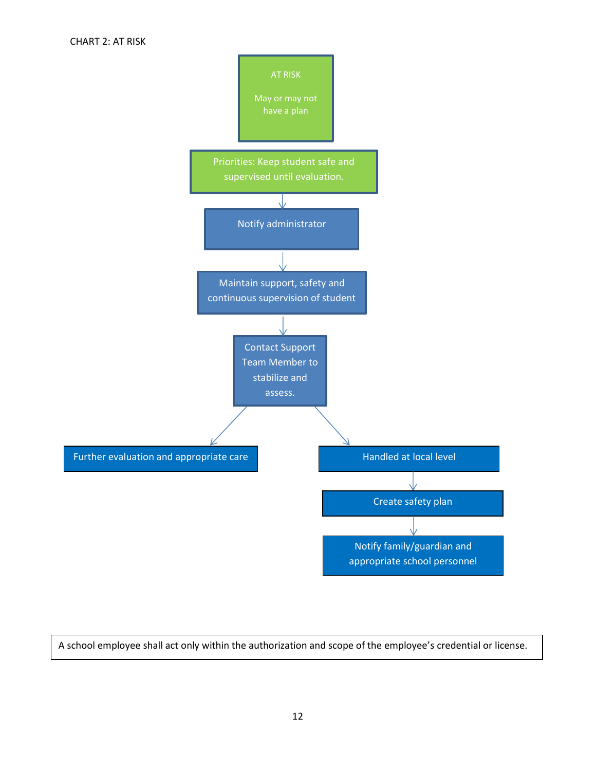CHART 2: AT RISK

AT RISK

May or may not have a plan

Priorities: Keep student safe and supervised until evaluation.

↓

Notify administrator

↓

Maintain support, safety and continuous supervision of student

↓

Contact Support Team Member to stabilize and assess.

↙ ↘

Further evaluation and appropriate care

Handled at local level

↓

Create safety plan

↓

Notify family/guardian and appropriate school personnel

A school employee shall act only within the authorization and scope of the employee's credential or license.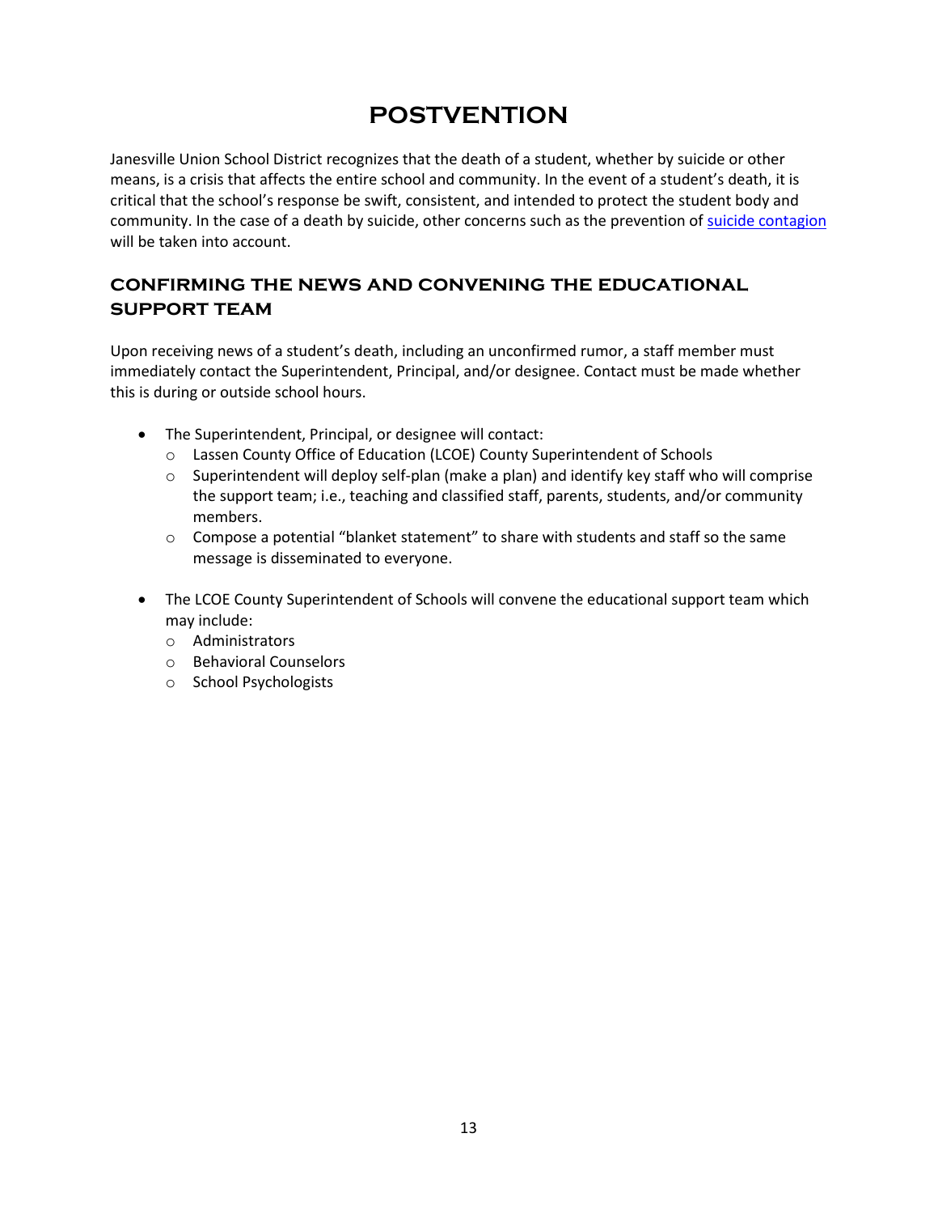# POSTVENTION

Janesville Union School District recognizes that the death of a student, whether by suicide or other means, is a crisis that affects the entire school and community. In the event of a student's death, it is critical that the school's response be swift, consistent, and intended to protect the student body and community. In the case of a death by suicide, other concerns such as the prevention of suicide contagion will be taken into account.

## CONFIRMING THE NEWS AND CONVENING THE EDUCATIONAL SUPPORT TEAM

Upon receiving news of a student's death, including an unconfirmed rumor, a staff member must immediately contact the Superintendent, Principal, and/or designee. Contact must be made whether this is during or outside school hours.

- The Superintendent, Principal, or designee will contact:
  - Lassen County Office of Education (LCOE) County Superintendent of Schools
  - Superintendent will deploy self-plan (make a plan) and identify key staff who will comprise the support team; i.e., teaching and classified staff, parents, students, and/or community members.
  - Compose a potential "blanket statement" to share with students and staff so the same message is disseminated to everyone.

- The LCOE County Superintendent of Schools will convene the educational support team which may include:
  - Administrators
  - Behavioral Counselors
  - School Psychologists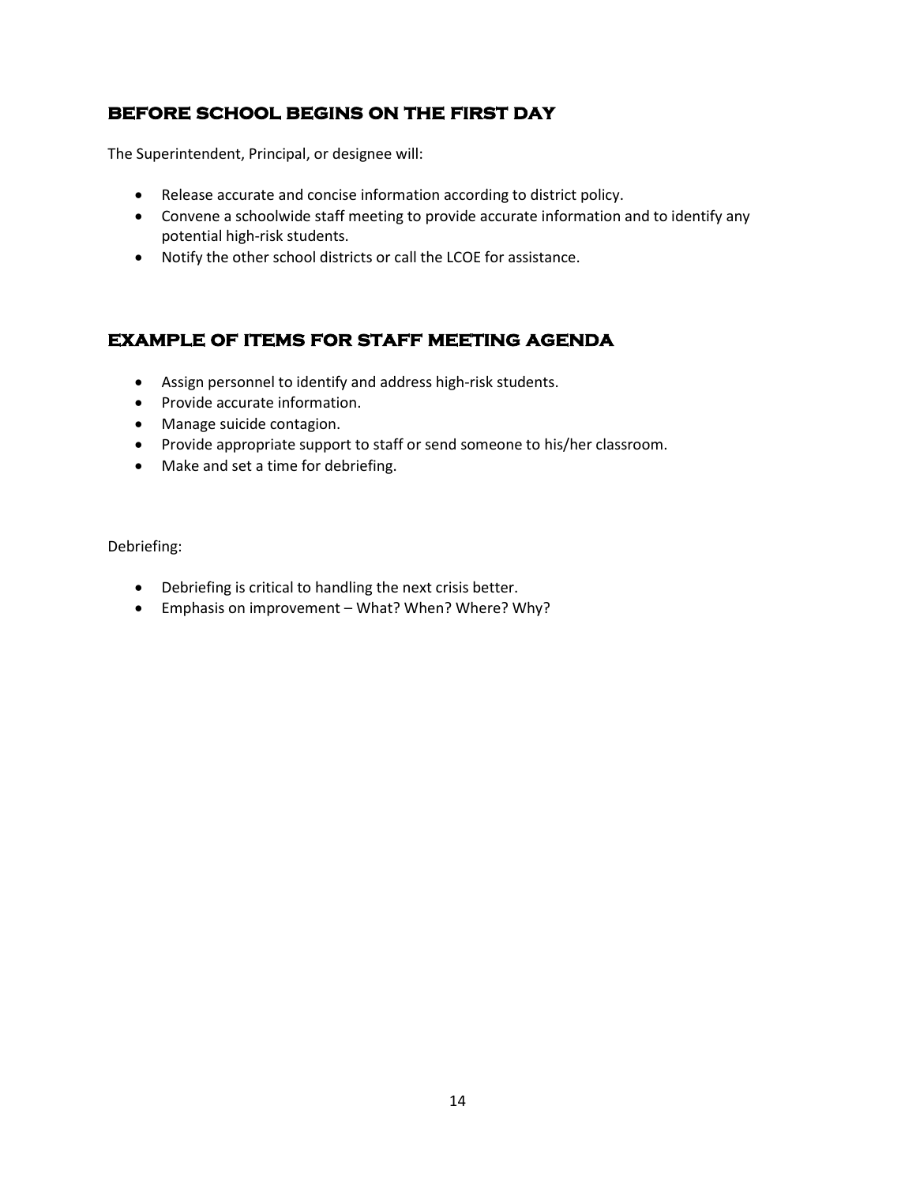## BEFORE SCHOOL BEGINS ON THE FIRST DAY

The Superintendent, Principal, or designee will:

- Release accurate and concise information according to district policy.
- Convene a schoolwide staff meeting to provide accurate information and to identify any potential high-risk students.
- Notify the other school districts or call the LCOE for assistance.

## EXAMPLE OF ITEMS FOR STAFF MEETING AGENDA

- Assign personnel to identify and address high-risk students.
- Provide accurate information.
- Manage suicide contagion.
- Provide appropriate support to staff or send someone to his/her classroom.
- Make and set a time for debriefing.

Debriefing:

- Debriefing is critical to handling the next crisis better.
- Emphasis on improvement – What? When? Where? Why?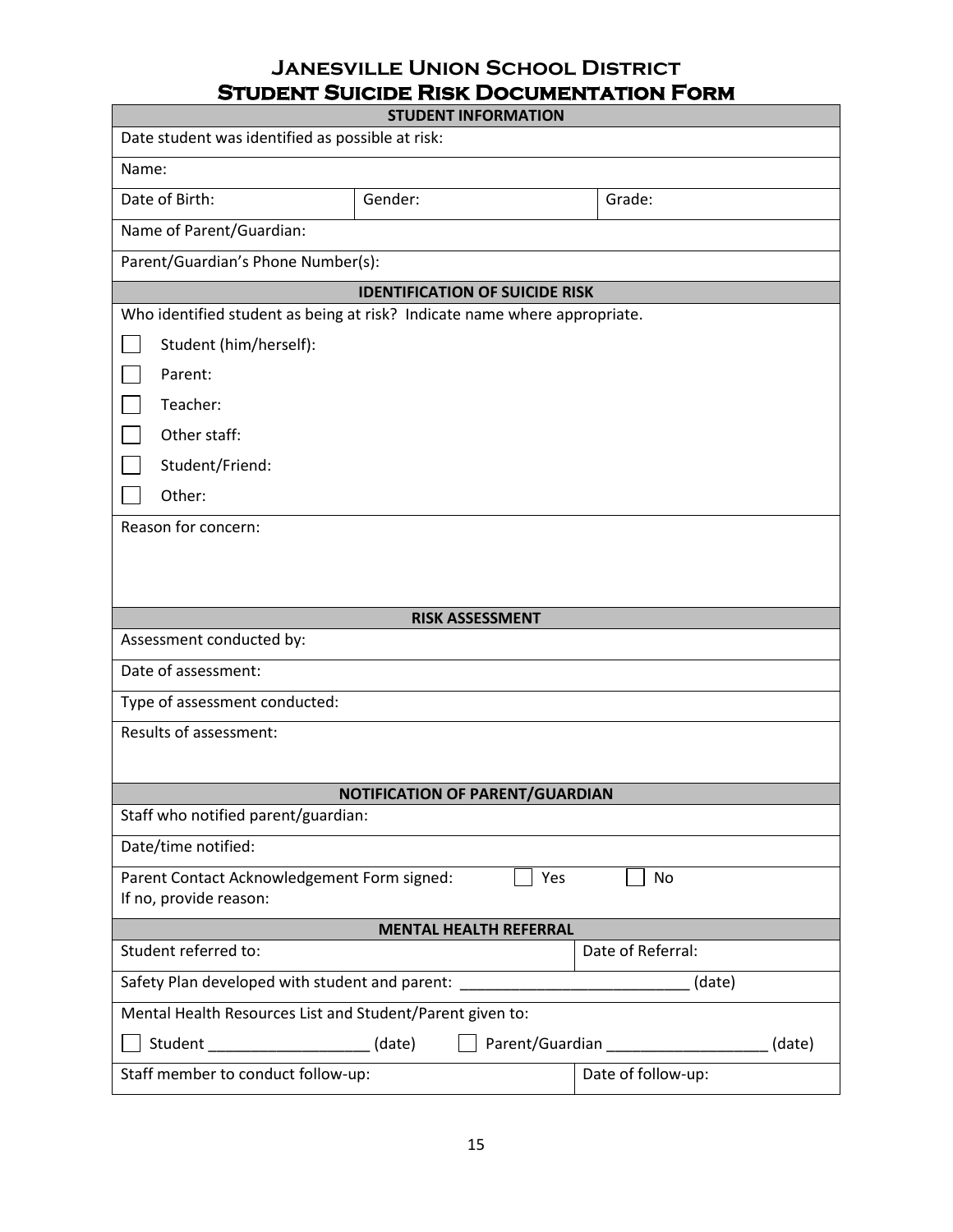# Janesville Union School District

## Student Suicide Risk Documentation Form

| STUDENT INFORMATION | | |
|---|---|---|
| Date student was identified as possible at risk: | | |
| Name: | | |
| Date of Birth: | Gender: | Grade: |
| Name of Parent/Guardian: | | |
| Parent/Guardian's Phone Number(s): | | |

| IDENTIFICATION OF SUICIDE RISK |
|---|
| Who identified student as being at risk? Indicate name where appropriate. |
| ☐ Student (him/herself): |
| ☐ Parent: |
| ☐ Teacher: |
| ☐ Other staff: |
| ☐ Student/Friend: |
| ☐ Other: |
| Reason for concern: |

| RISK ASSESSMENT |
|---|
| Assessment conducted by: |
| Date of assessment: |
| Type of assessment conducted: |
| Results of assessment: |

| NOTIFICATION OF PARENT/GUARDIAN |
|---|
| Staff who notified parent/guardian: |
| Date/time notified: |
| Parent Contact Acknowledgement Form signed: ☐ Yes ☐ No<br>If no, provide reason: |

| MENTAL HEALTH REFERRAL | |
|---|---|
| Student referred to: | Date of Referral: |
| Safety Plan developed with student and parent: ___________________________ (date) | |
| Mental Health Resources List and Student/Parent given to: | |
| ☐ Student ___________________ (date) ☐ Parent/Guardian ___________________ (date) | |
| Staff member to conduct follow-up: | Date of follow-up: |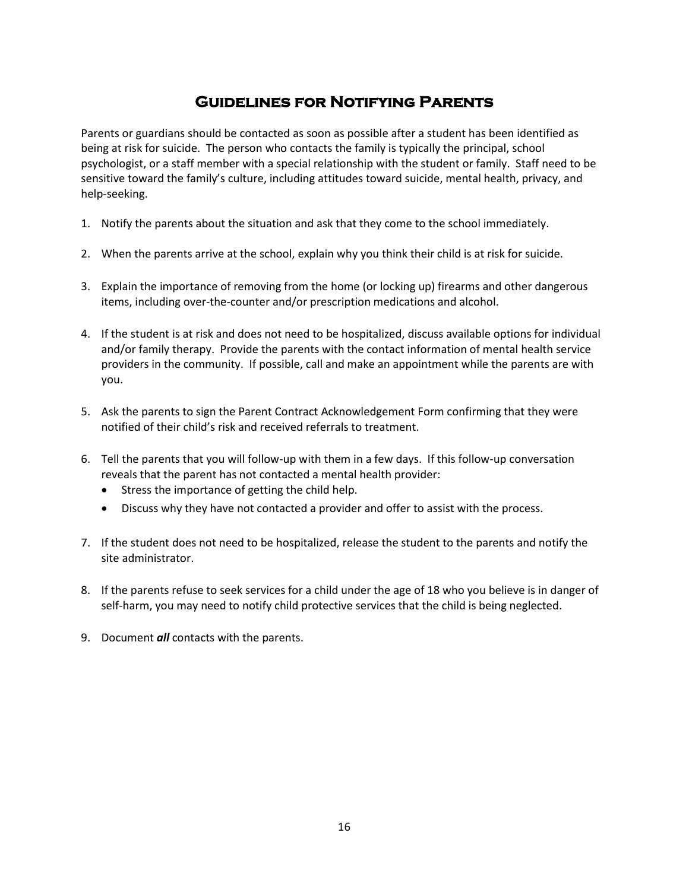# Guidelines for Notifying Parents

Parents or guardians should be contacted as soon as possible after a student has been identified as being at risk for suicide. The person who contacts the family is typically the principal, school psychologist, or a staff member with a special relationship with the student or family. Staff need to be sensitive toward the family's culture, including attitudes toward suicide, mental health, privacy, and help-seeking.

1. Notify the parents about the situation and ask that they come to the school immediately.

2. When the parents arrive at the school, explain why you think their child is at risk for suicide.

3. Explain the importance of removing from the home (or locking up) firearms and other dangerous items, including over-the-counter and/or prescription medications and alcohol.

4. If the student is at risk and does not need to be hospitalized, discuss available options for individual and/or family therapy. Provide the parents with the contact information of mental health service providers in the community. If possible, call and make an appointment while the parents are with you.

5. Ask the parents to sign the Parent Contract Acknowledgement Form confirming that they were notified of their child's risk and received referrals to treatment.

6. Tell the parents that you will follow-up with them in a few days. If this follow-up conversation reveals that the parent has not contacted a mental health provider:
   - Stress the importance of getting the child help.
   - Discuss why they have not contacted a provider and offer to assist with the process.

7. If the student does not need to be hospitalized, release the student to the parents and notify the site administrator.

8. If the parents refuse to seek services for a child under the age of 18 who you believe is in danger of self-harm, you may need to notify child protective services that the child is being neglected.

9. Document ***all*** contacts with the parents.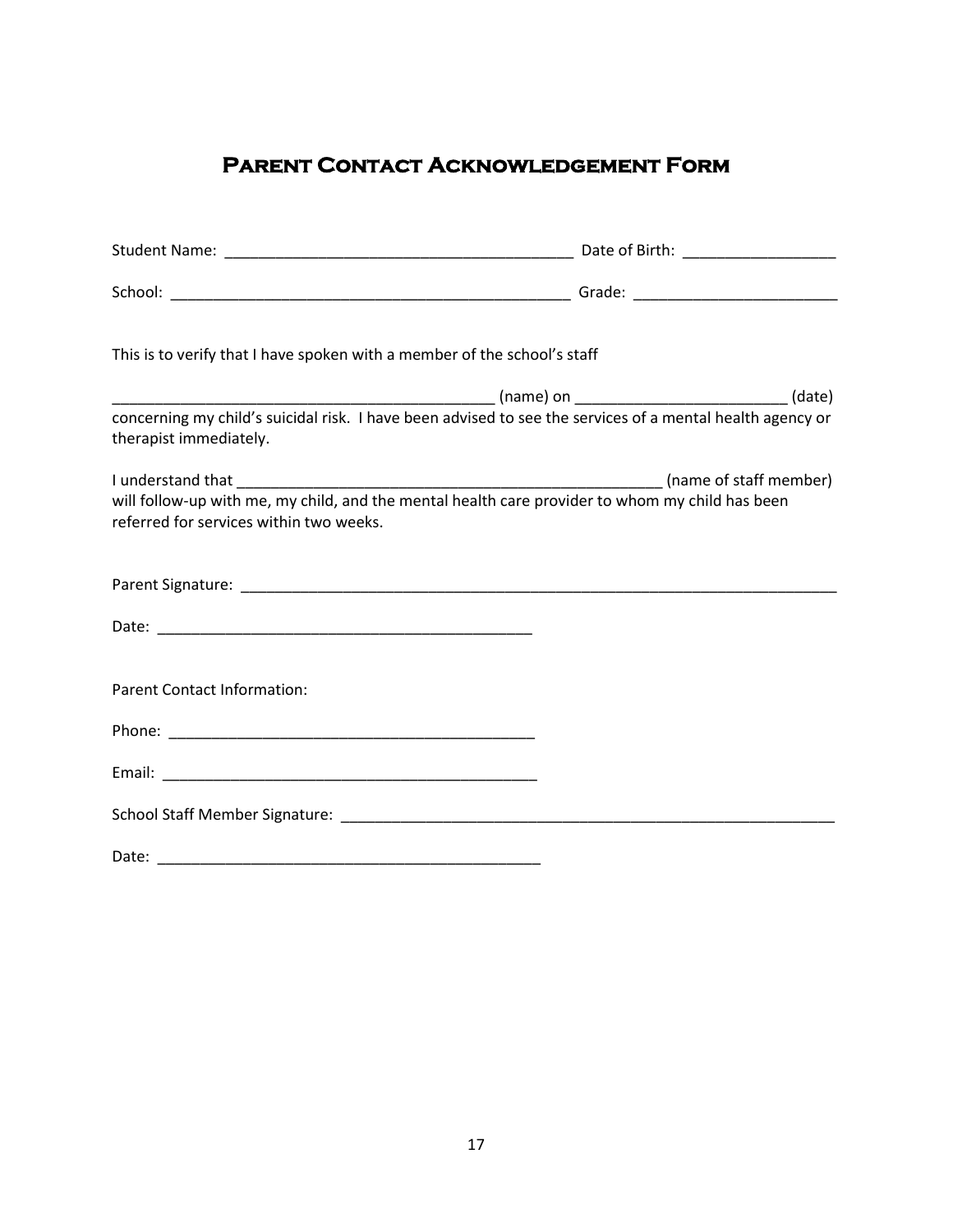# Parent Contact Acknowledgement Form

Student Name: _________________________________________ Date of Birth: _________________

School: _________________________________________________ Grade: ________________________

This is to verify that I have spoken with a member of the school's staff

______________________________________________ (name) on ________________________ (date) concerning my child's suicidal risk. I have been advised to see the services of a mental health agency or therapist immediately.

I understand that ____________________________________________________ (name of staff member) will follow-up with me, my child, and the mental health care provider to whom my child has been referred for services within two weeks.

Parent Signature: ________________________________________________________________________

Date: _____________________________________________

Parent Contact Information:

Phone: ____________________________________________

Email: _____________________________________________

School Staff Member Signature: ____________________________________________________________

Date: ______________________________________________